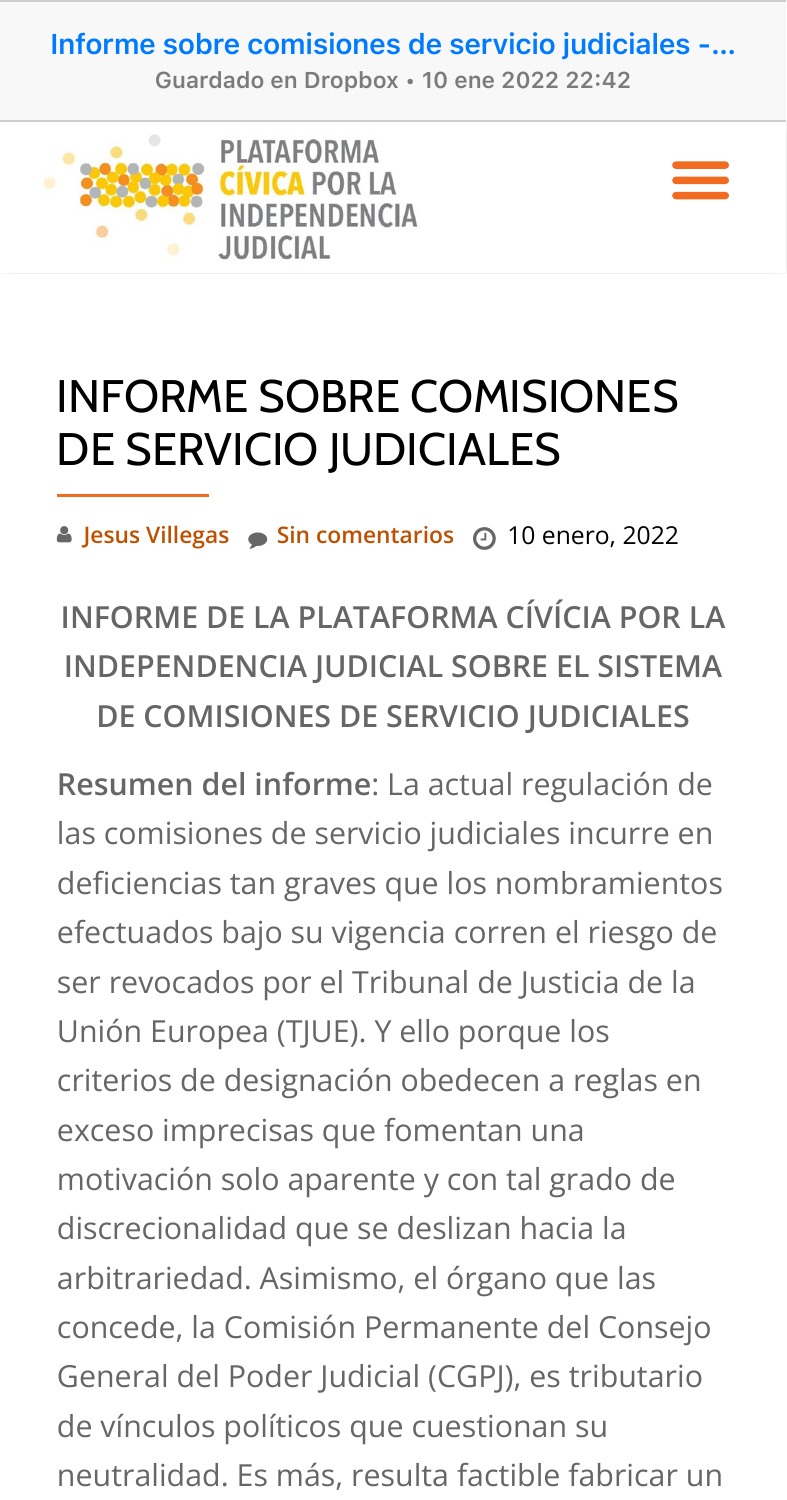# INFORME SOBRE COMISIONES DE SERVICIO JUDICIALES

Jesus Villegas · Sin comentarios · 10 enero, 2022

## INFORME DE LA PLATAFORMA CÍVÍCIA POR LA INDEPENDENCIA JUDICIAL SOBRE EL SISTEMA DE COMISIONES DE SERVICIO JUDICIALES

**Resumen del informe**: La actual regulación de las comisiones de servicio judiciales incurre en deficiencias tan graves que los nombramientos efectuados bajo su vigencia corren el riesgo de ser revocados por el Tribunal de Justicia de la Unión Europea (TJUE). Y ello porque los criterios de designación obedecen a reglas en exceso imprecisas que fomentan una motivación solo aparente y con tal grado de discrecionalidad que se deslizan hacia la arbitrariedad. Asimismo, el órgano que las concede, la Comisión Permanente del Consejo General del Poder Judicial (CGPJ), es tributario de vínculos políticos que cuestionan su neutralidad. Es más, resulta factible fabricar un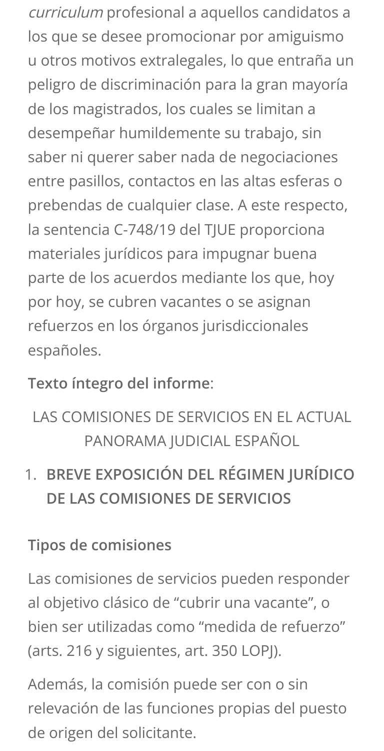*curriculum* profesional a aquellos candidatos a los que se desee promocionar por amiguismo u otros motivos extralegales, lo que entraña un peligro de discriminación para la gran mayoría de los magistrados, los cuales se limitan a desempeñar humildemente su trabajo, sin saber ni querer saber nada de negociaciones entre pasillos, contactos en las altas esferas o prebendas de cualquier clase. A este respecto, la sentencia C-748/19 del TJUE proporciona materiales jurídicos para impugnar buena parte de los acuerdos mediante los que, hoy por hoy, se cubren vacantes o se asignan refuerzos en los órganos jurisdiccionales españoles.

**Texto íntegro del informe**:

LAS COMISIONES DE SERVICIOS EN EL ACTUAL PANORAMA JUDICIAL ESPAÑOL

1. **BREVE EXPOSICIÓN DEL RÉGIMEN JURÍDICO DE LAS COMISIONES DE SERVICIOS**

**Tipos de comisiones**

Las comisiones de servicios pueden responder al objetivo clásico de "cubrir una vacante", o bien ser utilizadas como "medida de refuerzo" (arts. 216 y siguientes, art. 350 LOPJ).

Además, la comisión puede ser con o sin relevación de las funciones propias del puesto de origen del solicitante.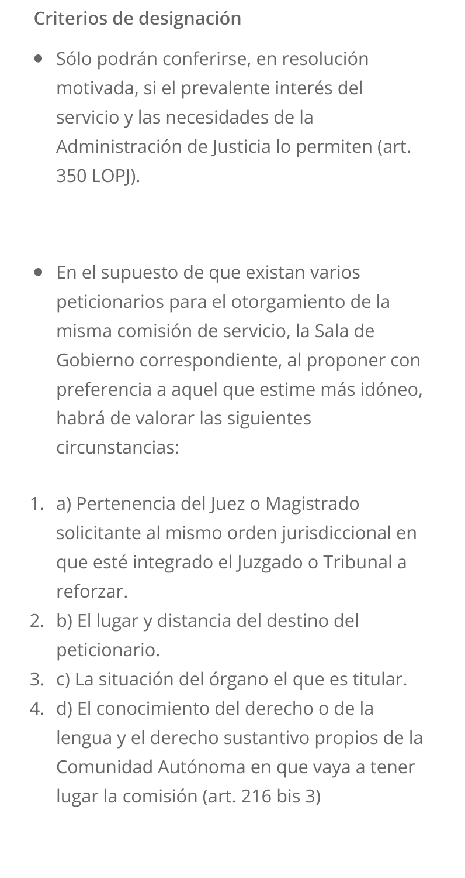**Criterios de designación**

- Sólo podrán conferirse, en resolución motivada, si el prevalente interés del servicio y las necesidades de la Administración de Justicia lo permiten (art. 350 LOPJ).

- En el supuesto de que existan varios peticionarios para el otorgamiento de la misma comisión de servicio, la Sala de Gobierno correspondiente, al proponer con preferencia a aquel que estime más idóneo, habrá de valorar las siguientes circunstancias:

1. a) Pertenencia del Juez o Magistrado solicitante al mismo orden jurisdiccional en que esté integrado el Juzgado o Tribunal a reforzar.
2. b) El lugar y distancia del destino del peticionario.
3. c) La situación del órgano el que es titular.
4. d) El conocimiento del derecho o de la lengua y el derecho sustantivo propios de la Comunidad Autónoma en que vaya a tener lugar la comisión (art. 216 bis 3)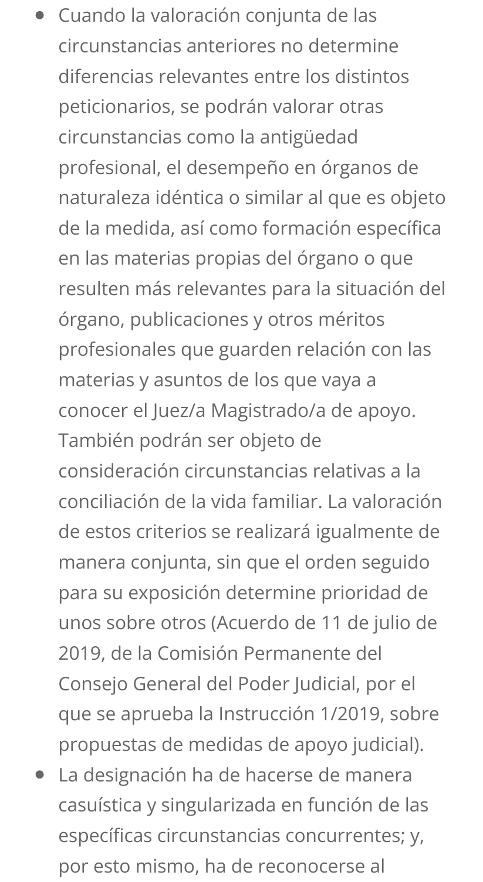- Cuando la valoración conjunta de las circunstancias anteriores no determine diferencias relevantes entre los distintos peticionarios, se podrán valorar otras circunstancias como la antigüedad profesional, el desempeño en órganos de naturaleza idéntica o similar al que es objeto de la medida, así como formación específica en las materias propias del órgano o que resulten más relevantes para la situación del órgano, publicaciones y otros méritos profesionales que guarden relación con las materias y asuntos de los que vaya a conocer el Juez/a Magistrado/a de apoyo. También podrán ser objeto de consideración circunstancias relativas a la conciliación de la vida familiar. La valoración de estos criterios se realizará igualmente de manera conjunta, sin que el orden seguido para su exposición determine prioridad de unos sobre otros (Acuerdo de 11 de julio de 2019, de la Comisión Permanente del Consejo General del Poder Judicial, por el que se aprueba la Instrucción 1/2019, sobre propuestas de medidas de apoyo judicial).
- La designación ha de hacerse de manera casuística y singularizada en función de las específicas circunstancias concurrentes; y, por esto mismo, ha de reconocerse al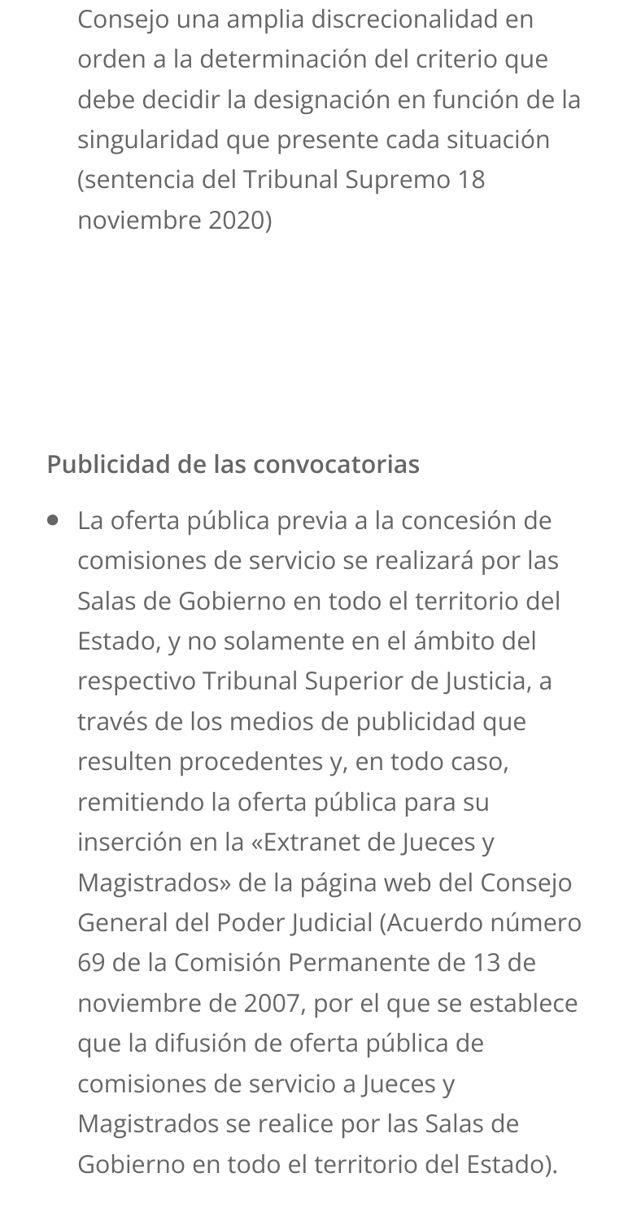Consejo una amplia discrecionalidad en orden a la determinación del criterio que debe decidir la designación en función de la singularidad que presente cada situación (sentencia del Tribunal Supremo 18 noviembre 2020)

**Publicidad de las convocatorias**

- La oferta pública previa a la concesión de comisiones de servicio se realizará por las Salas de Gobierno en todo el territorio del Estado, y no solamente en el ámbito del respectivo Tribunal Superior de Justicia, a través de los medios de publicidad que resulten procedentes y, en todo caso, remitiendo la oferta pública para su inserción en la «Extranet de Jueces y Magistrados» de la página web del Consejo General del Poder Judicial (Acuerdo número 69 de la Comisión Permanente de 13 de noviembre de 2007, por el que se establece que la difusión de oferta pública de comisiones de servicio a Jueces y Magistrados se realice por las Salas de Gobierno en todo el territorio del Estado).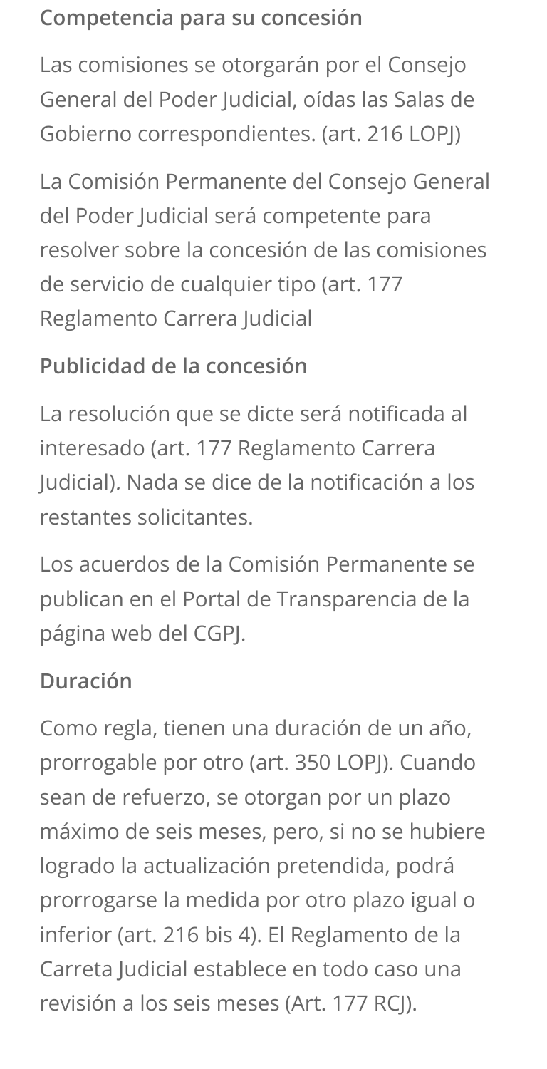### Competencia para su concesión

Las comisiones se otorgarán por el Consejo General del Poder Judicial, oídas las Salas de Gobierno correspondientes. (art. 216 LOPJ)

La Comisión Permanente del Consejo General del Poder Judicial será competente para resolver sobre la concesión de las comisiones de servicio de cualquier tipo (art. 177 Reglamento Carrera Judicial

### Publicidad de la concesión

La resolución que se dicte será notificada al interesado (art. 177 Reglamento Carrera Judicial). Nada se dice de la notificación a los restantes solicitantes.

Los acuerdos de la Comisión Permanente se publican en el Portal de Transparencia de la página web del CGPJ.

### Duración

Como regla, tienen una duración de un año, prorrogable por otro (art. 350 LOPJ). Cuando sean de refuerzo, se otorgan por un plazo máximo de seis meses, pero, si no se hubiere logrado la actualización pretendida, podrá prorrogarse la medida por otro plazo igual o inferior (art. 216 bis 4). El Reglamento de la Carreta Judicial establece en todo caso una revisión a los seis meses (Art. 177 RCJ).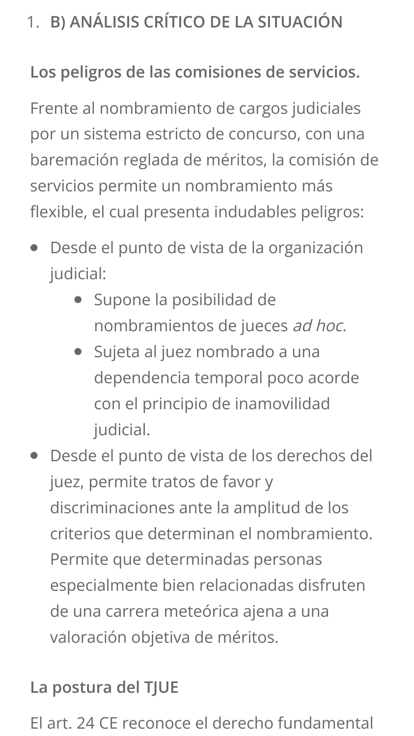1. **B) ANÁLISIS CRÍTICO DE LA SITUACIÓN**

**Los peligros de las comisiones de servicios.**

Frente al nombramiento de cargos judiciales por un sistema estricto de concurso, con una baremación reglada de méritos, la comisión de servicios permite un nombramiento más flexible, el cual presenta indudables peligros:

- Desde el punto de vista de la organización judicial:
  - Supone la posibilidad de nombramientos de jueces *ad hoc.*
  - Sujeta al juez nombrado a una dependencia temporal poco acorde con el principio de inamovilidad judicial.
- Desde el punto de vista de los derechos del juez, permite tratos de favor y discriminaciones ante la amplitud de los criterios que determinan el nombramiento. Permite que determinadas personas especialmente bien relacionadas disfruten de una carrera meteórica ajena a una valoración objetiva de méritos.

**La postura del TJUE**

El art. 24 CE reconoce el derecho fundamental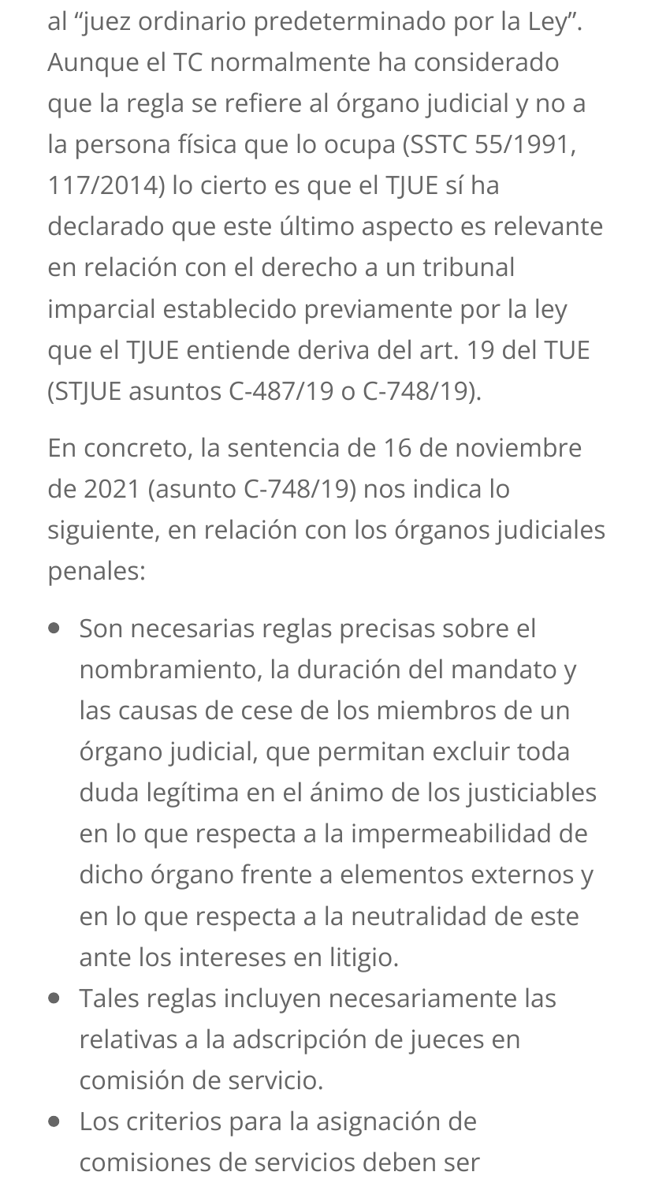al “juez ordinario predeterminado por la Ley”. Aunque el TC normalmente ha considerado que la regla se refiere al órgano judicial y no a la persona física que lo ocupa (SSTC 55/1991, 117/2014) lo cierto es que el TJUE sí ha declarado que este último aspecto es relevante en relación con el derecho a un tribunal imparcial establecido previamente por la ley que el TJUE entiende deriva del art. 19 del TUE (STJUE asuntos C-487/19 o C-748/19).

En concreto, la sentencia de 16 de noviembre de 2021 (asunto C-748/19) nos indica lo siguiente, en relación con los órganos judiciales penales:

- Son necesarias reglas precisas sobre el nombramiento, la duración del mandato y las causas de cese de los miembros de un órgano judicial, que permitan excluir toda duda legítima en el ánimo de los justiciables en lo que respecta a la impermeabilidad de dicho órgano frente a elementos externos y en lo que respecta a la neutralidad de este ante los intereses en litigio.
- Tales reglas incluyen necesariamente las relativas a la adscripción de jueces en comisión de servicio.
- Los criterios para la asignación de comisiones de servicios deben ser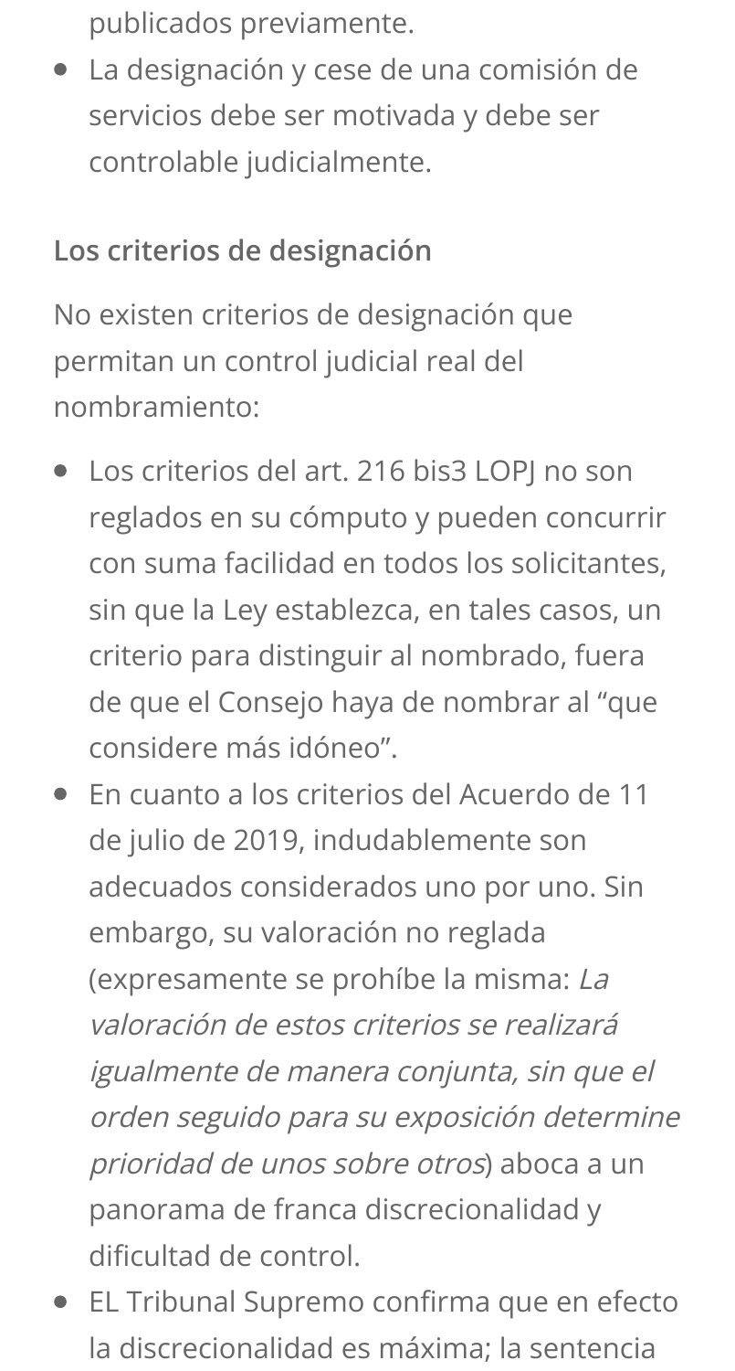publicados previamente.

- La designación y cese de una comisión de servicios debe ser motivada y debe ser controlable judicialmente.

**Los criterios de designación**

No existen criterios de designación que permitan un control judicial real del nombramiento:

- Los criterios del art. 216 bis3 LOPJ no son reglados en su cómputo y pueden concurrir con suma facilidad en todos los solicitantes, sin que la Ley establezca, en tales casos, un criterio para distinguir al nombrado, fuera de que el Consejo haya de nombrar al "que considere más idóneo".
- En cuanto a los criterios del Acuerdo de 11 de julio de 2019, indudablemente son adecuados considerados uno por uno. Sin embargo, su valoración no reglada (expresamente se prohíbe la misma: *La valoración de estos criterios se realizará igualmente de manera conjunta, sin que el orden seguido para su exposición determine prioridad de unos sobre otros*) aboca a un panorama de franca discrecionalidad y dificultad de control.
- EL Tribunal Supremo confirma que en efecto la discrecionalidad es máxima; la sentencia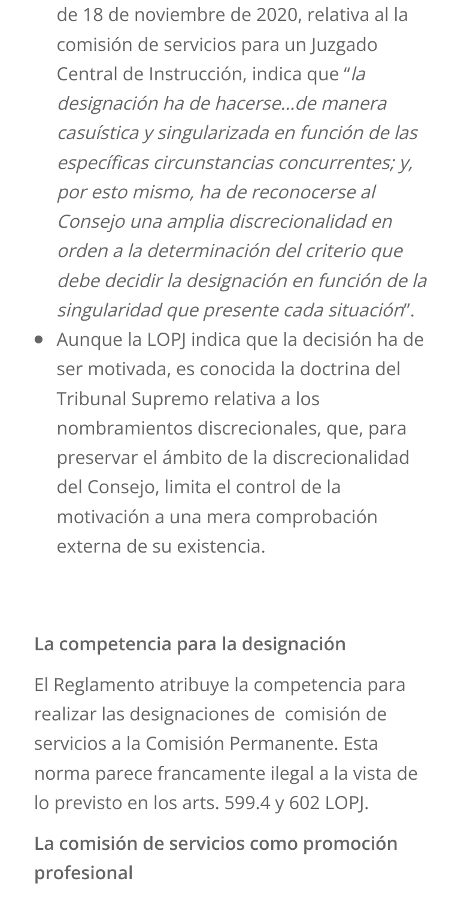de 18 de noviembre de 2020, relativa al la comisión de servicios para un Juzgado Central de Instrucción, indica que "*la designación ha de hacerse…de manera casuística y singularizada en función de las específicas circunstancias concurrentes; y, por esto mismo, ha de reconocerse al Consejo una amplia discrecionalidad en orden a la determinación del criterio que debe decidir la designación en función de la singularidad que presente cada situación*".

- Aunque la LOPJ indica que la decisión ha de ser motivada, es conocida la doctrina del Tribunal Supremo relativa a los nombramientos discrecionales, que, para preservar el ámbito de la discrecionalidad del Consejo, limita el control de la motivación a una mera comprobación externa de su existencia.

**La competencia para la designación**

El Reglamento atribuye la competencia para realizar las designaciones de comisión de servicios a la Comisión Permanente. Esta norma parece francamente ilegal a la vista de lo previsto en los arts. 599.4 y 602 LOPJ.

**La comisión de servicios como promoción profesional**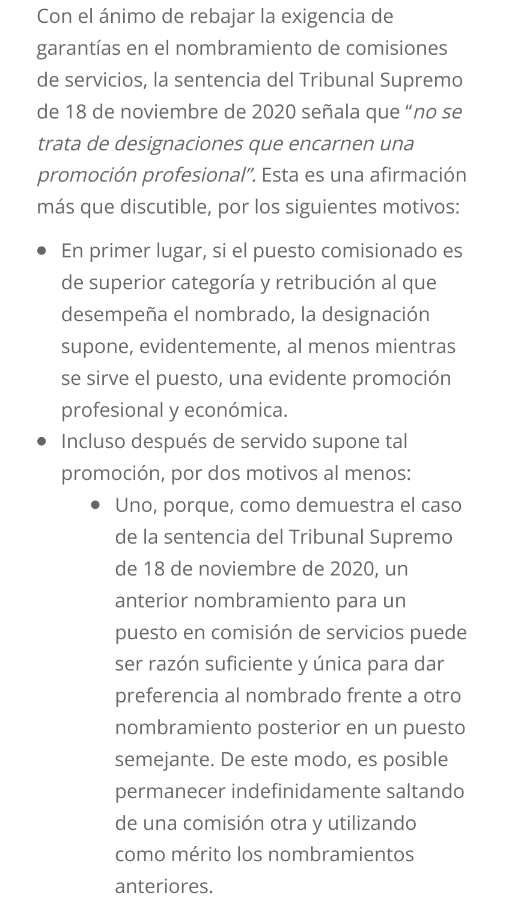Con el ánimo de rebajar la exigencia de garantías en el nombramiento de comisiones de servicios, la sentencia del Tribunal Supremo de 18 de noviembre de 2020 señala que "*no se trata de designaciones que encarnen una promoción profesional*". Esta es una afirmación más que discutible, por los siguientes motivos:

- En primer lugar, si el puesto comisionado es de superior categoría y retribución al que desempeña el nombrado, la designación supone, evidentemente, al menos mientras se sirve el puesto, una evidente promoción profesional y económica.
- Incluso después de servido supone tal promoción, por dos motivos al menos:
  - Uno, porque, como demuestra el caso de la sentencia del Tribunal Supremo de 18 de noviembre de 2020, un anterior nombramiento para un puesto en comisión de servicios puede ser razón suficiente y única para dar preferencia al nombrado frente a otro nombramiento posterior en un puesto semejante. De este modo, es posible permanecer indefinidamente saltando de una comisión otra y utilizando como mérito los nombramientos anteriores.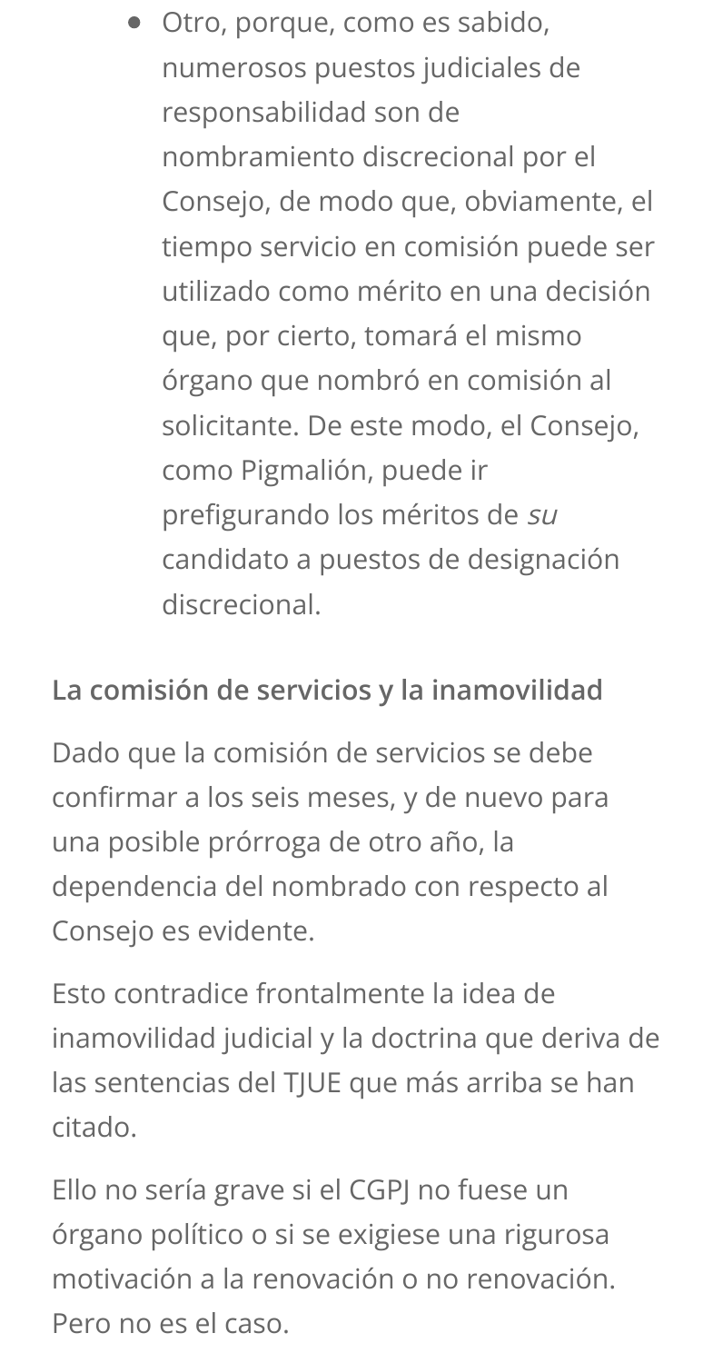- Otro, porque, como es sabido, numerosos puestos judiciales de responsabilidad son de nombramiento discrecional por el Consejo, de modo que, obviamente, el tiempo servicio en comisión puede ser utilizado como mérito en una decisión que, por cierto, tomará el mismo órgano que nombró en comisión al solicitante. De este modo, el Consejo, como Pigmalión, puede ir prefigurando los méritos de *su* candidato a puestos de designación discrecional.

### La comisión de servicios y la inamovilidad

Dado que la comisión de servicios se debe confirmar a los seis meses, y de nuevo para una posible prórroga de otro año, la dependencia del nombrado con respecto al Consejo es evidente.

Esto contradice frontalmente la idea de inamovilidad judicial y la doctrina que deriva de las sentencias del TJUE que más arriba se han citado.

Ello no sería grave si el CGPJ no fuese un órgano político o si se exigiese una rigurosa motivación a la renovación o no renovación. Pero no es el caso.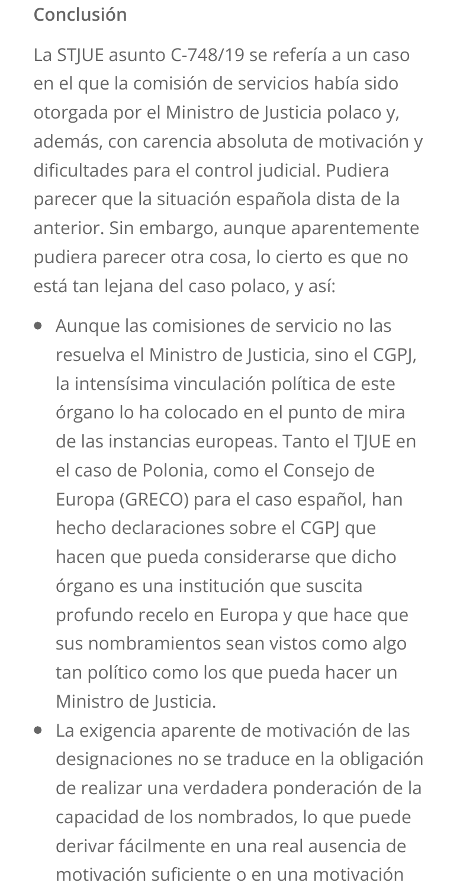## Conclusión

La STJUE asunto C-748/19 se refería a un caso en el que la comisión de servicios había sido otorgada por el Ministro de Justicia polaco y, además, con carencia absoluta de motivación y dificultades para el control judicial. Pudiera parecer que la situación española dista de la anterior. Sin embargo, aunque aparentemente pudiera parecer otra cosa, lo cierto es que no está tan lejana del caso polaco, y así:

- Aunque las comisiones de servicio no las resuelva el Ministro de Justicia, sino el CGPJ, la intensísima vinculación política de este órgano lo ha colocado en el punto de mira de las instancias europeas. Tanto el TJUE en el caso de Polonia, como el Consejo de Europa (GRECO) para el caso español, han hecho declaraciones sobre el CGPJ que hacen que pueda considerarse que dicho órgano es una institución que suscita profundo recelo en Europa y que hace que sus nombramientos sean vistos como algo tan político como los que pueda hacer un Ministro de Justicia.
- La exigencia aparente de motivación de las designaciones no se traduce en la obligación de realizar una verdadera ponderación de la capacidad de los nombrados, lo que puede derivar fácilmente en una real ausencia de motivación suficiente o en una motivación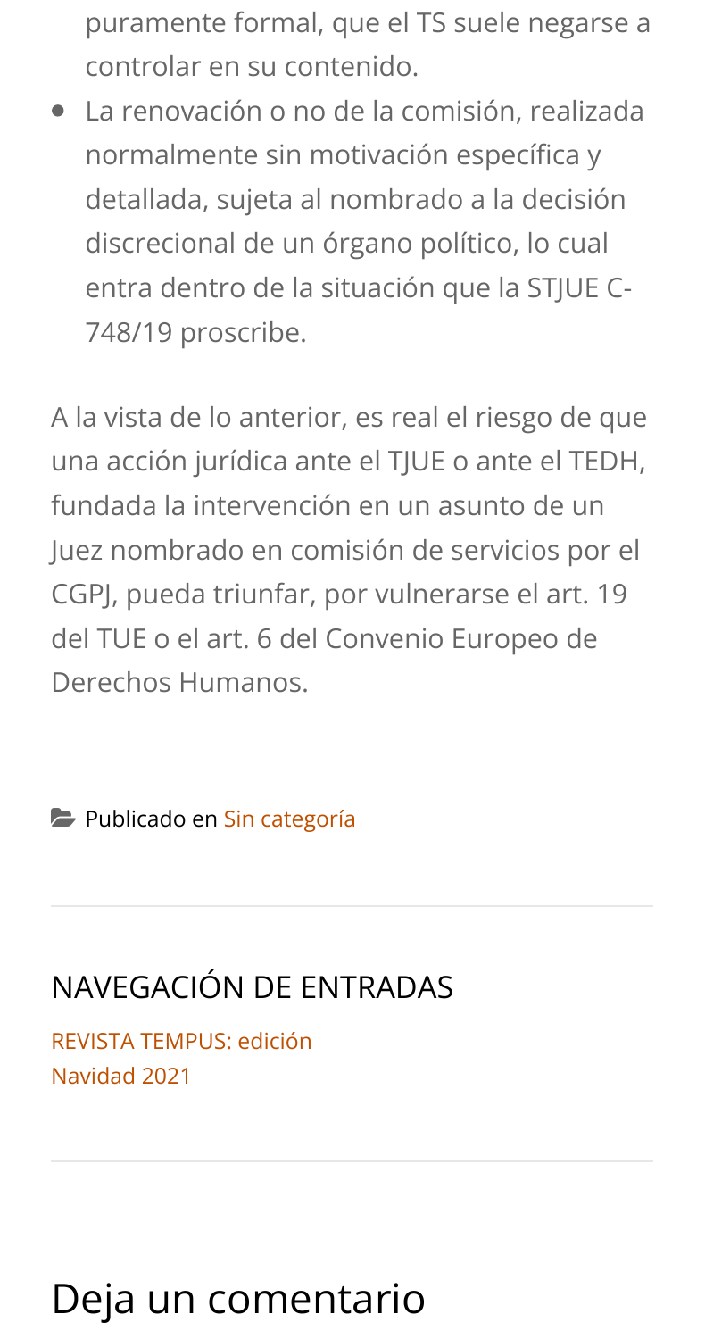puramente formal, que el TS suele negarse a controlar en su contenido.

- La renovación o no de la comisión, realizada normalmente sin motivación específica y detallada, sujeta al nombrado a la decisión discrecional de un órgano político, lo cual entra dentro de la situación que la STJUE C-748/19 proscribe.

A la vista de lo anterior, es real el riesgo de que una acción jurídica ante el TJUE o ante el TEDH, fundada la intervención en un asunto de un Juez nombrado en comisión de servicios por el CGPJ, pueda triunfar, por vulnerarse el art. 19 del TUE o el art. 6 del Convenio Europeo de Derechos Humanos.

Publicado en Sin categoría

## NAVEGACIÓN DE ENTRADAS

REVISTA TEMPUS: edición Navidad 2021

# Deja un comentario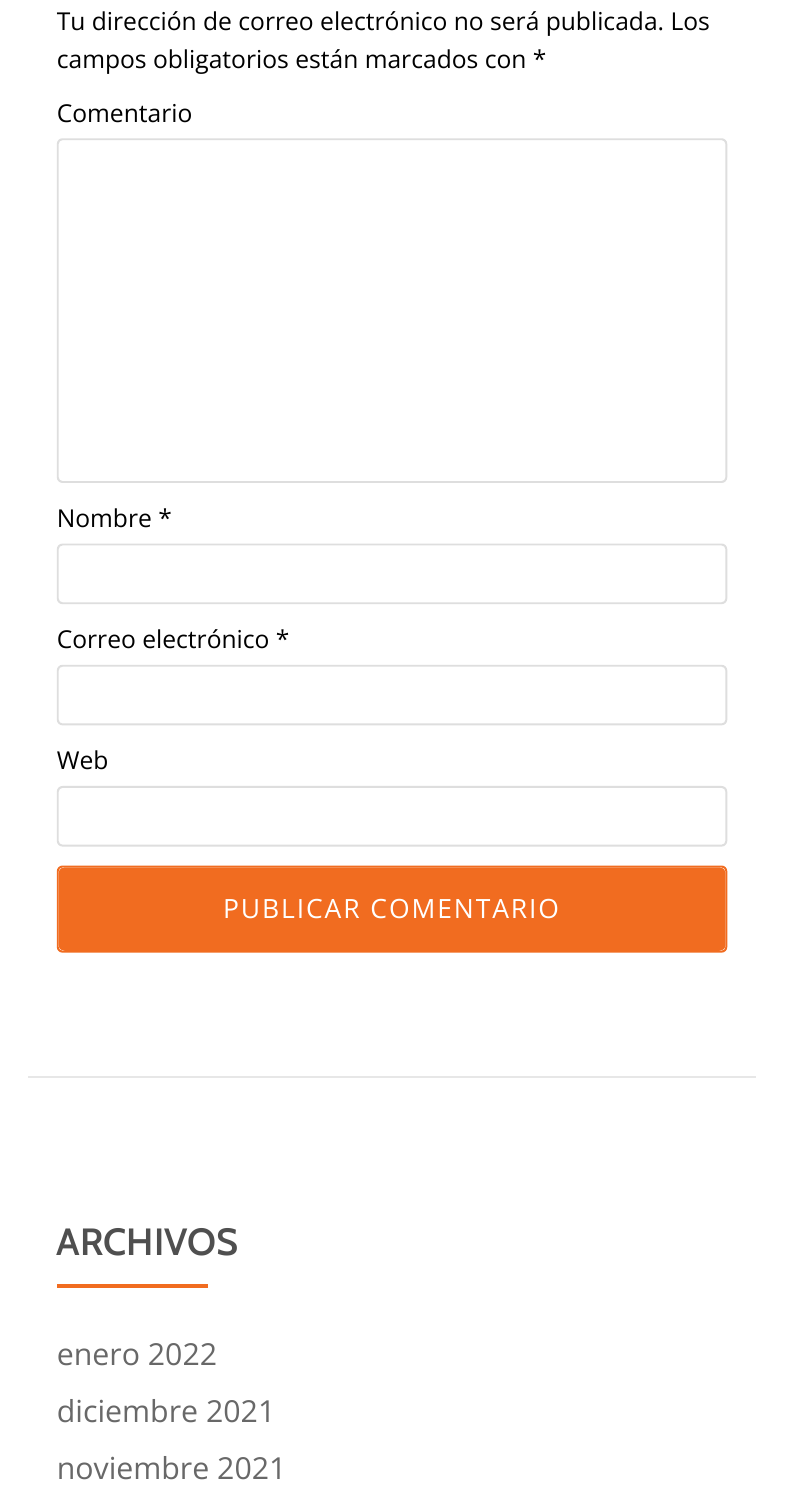Tu dirección de correo electrónico no será publicada. Los campos obligatorios están marcados con *

Comentario

Nombre *

Correo electrónico *

Web

PUBLICAR COMENTARIO

## ARCHIVOS

enero 2022

diciembre 2021

noviembre 2021